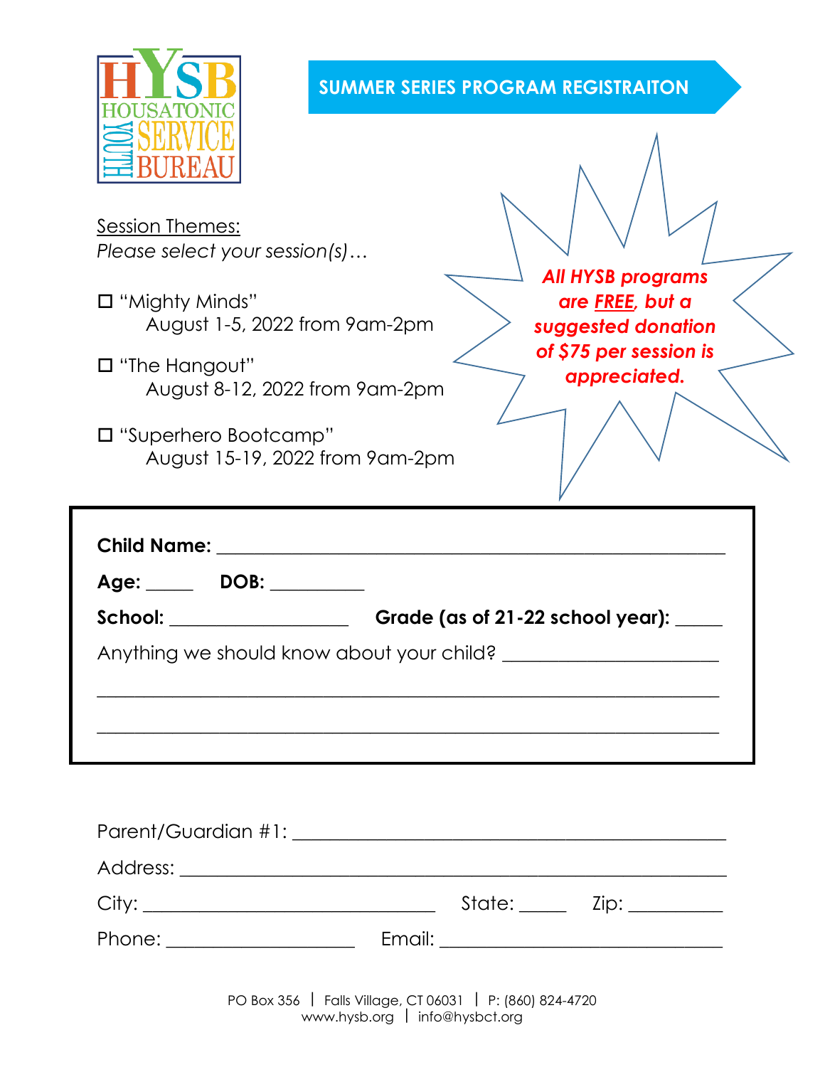HYSB
HOUSATONIC YOUTH SERVICE BUREAU

# SUMMER SERIES PROGRAM REGISTRAITON

Session Themes:
*Please select your session(s)…*

☐ "Mighty Minds"
August 1-5, 2022 from 9am-2pm

☐ "The Hangout"
August 8-12, 2022 from 9am-2pm

☐ "Superhero Bootcamp"
August 15-19, 2022 from 9am-2pm

***All HYSB programs are FREE, but a suggested donation of $75 per session is appreciated.***

**Child Name:** ______________________________________________

**Age:** _____ **DOB:** __________

**School:** __________________ **Grade (as of 21-22 school year):** _____

Anything we should know about your child? ______________________

________________________________________________________________

________________________________________________________________

Parent/Guardian #1: ____________________________________________

Address: ______________________________________________________

City: ______________________________ State: _____ Zip: __________

Phone: ___________________ Email: _____________________________

PO Box 356 | Falls Village, CT 06031 | P: (860) 824-4720
www.hysb.org | info@hysbct.org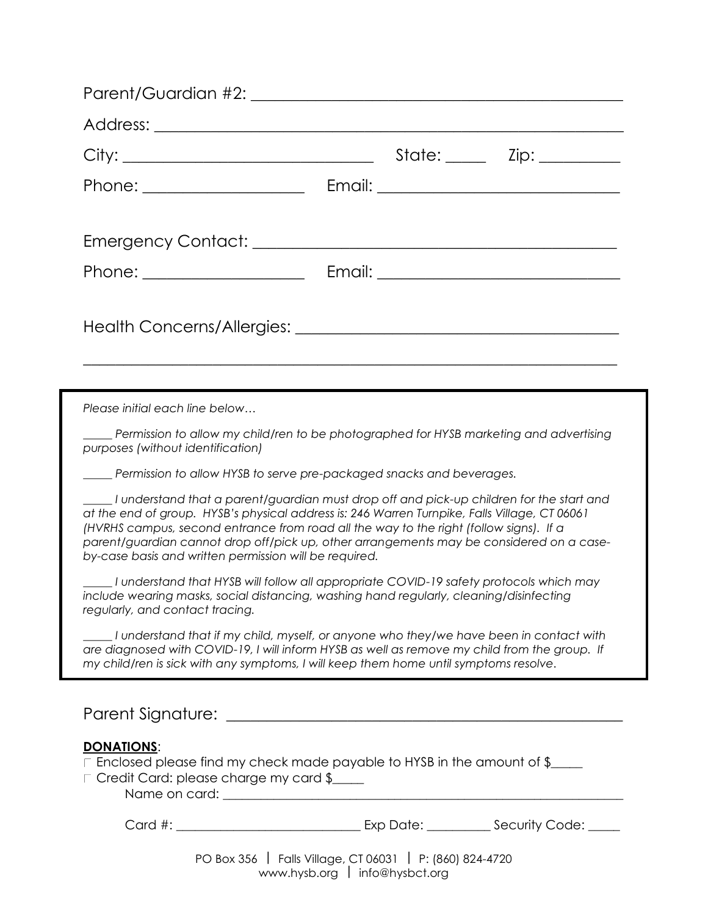Parent/Guardian #2: ____________________________________________

Address: ______________________________________________________

City: _____________________________ State: _____ Zip: __________

Phone: ___________________ Email: _____________________________

Emergency Contact: _____________________________________________

Phone: ___________________ Email: _____________________________

Health Concerns/Allergies: _______________________________________

_______________________________________________________________

*Please initial each line below…*

*_____ Permission to allow my child/ren to be photographed for HYSB marketing and advertising purposes (without identification)*

*_____ Permission to allow HYSB to serve pre-packaged snacks and beverages.*

*_____ I understand that a parent/guardian must drop off and pick-up children for the start and at the end of group. HYSB's physical address is: 246 Warren Turnpike, Falls Village, CT 06061 (HVRHS campus, second entrance from road all the way to the right (follow signs). If a parent/guardian cannot drop off/pick up, other arrangements may be considered on a case-by-case basis and written permission will be required.*

*_____ I understand that HYSB will follow all appropriate COVID-19 safety protocols which may include wearing masks, social distancing, washing hand regularly, cleaning/disinfecting regularly, and contact tracing.*

*_____ I understand that if my child, myself, or anyone who they/we have been in contact with are diagnosed with COVID-19, I will inform HYSB as well as remove my child from the group. If my child/ren is sick with any symptoms, I will keep them home until symptoms resolve.*

Parent Signature: ______________________________________________

**DONATIONS**:

☐ Enclosed please find my check made payable to HYSB in the amount of $_____

☐ Credit Card: please charge my card $_____

Name on card: ______________________________________________

Card #: ___________________________ Exp Date: _________ Security Code: _____

PO Box 356 | Falls Village, CT 06031 | P: (860) 824-4720
www.hysb.org | info@hysbct.org